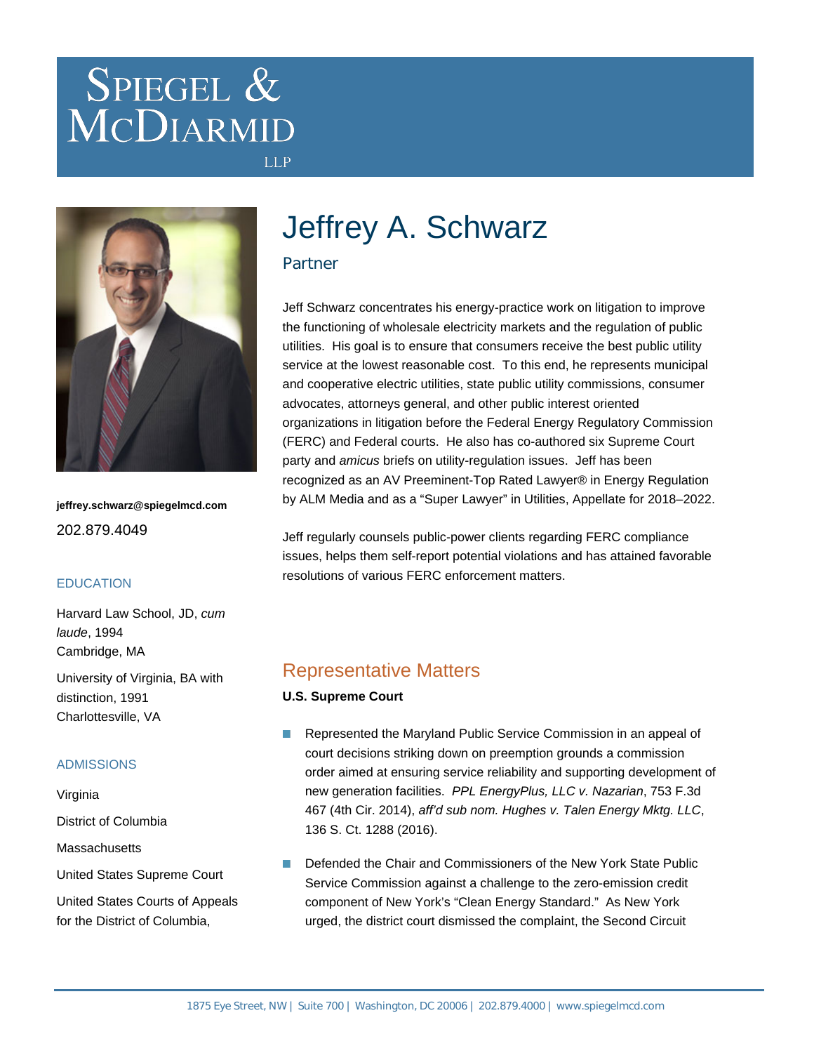# Spiegel & McDiarmid LLP

# Jeffrey A. Schwarz

Partner

jeffrey.schwarz@spiegelmcd.com

202.879.4049

## EDUCATION

Harvard Law School, JD, *cum laude*, 1994
Cambridge, MA

University of Virginia, BA with distinction, 1991
Charlottesville, VA

## ADMISSIONS

Virginia

District of Columbia

Massachusetts

United States Supreme Court

United States Courts of Appeals for the District of Columbia,

Jeff Schwarz concentrates his energy-practice work on litigation to improve the functioning of wholesale electricity markets and the regulation of public utilities. His goal is to ensure that consumers receive the best public utility service at the lowest reasonable cost. To this end, he represents municipal and cooperative electric utilities, state public utility commissions, consumer advocates, attorneys general, and other public interest oriented organizations in litigation before the Federal Energy Regulatory Commission (FERC) and Federal courts. He also has co-authored six Supreme Court party and *amicus* briefs on utility-regulation issues. Jeff has been recognized as an AV Preeminent-Top Rated Lawyer® in Energy Regulation by ALM Media and as a "Super Lawyer" in Utilities, Appellate for 2018–2022.

Jeff regularly counsels public-power clients regarding FERC compliance issues, helps them self-report potential violations and has attained favorable resolutions of various FERC enforcement matters.

## Representative Matters

**U.S. Supreme Court**

- Represented the Maryland Public Service Commission in an appeal of court decisions striking down on preemption grounds a commission order aimed at ensuring service reliability and supporting development of new generation facilities. *PPL EnergyPlus, LLC v. Nazarian*, 753 F.3d 467 (4th Cir. 2014), *aff'd sub nom. Hughes v. Talen Energy Mktg. LLC*, 136 S. Ct. 1288 (2016).
- Defended the Chair and Commissioners of the New York State Public Service Commission against a challenge to the zero-emission credit component of New York's "Clean Energy Standard." As New York urged, the district court dismissed the complaint, the Second Circuit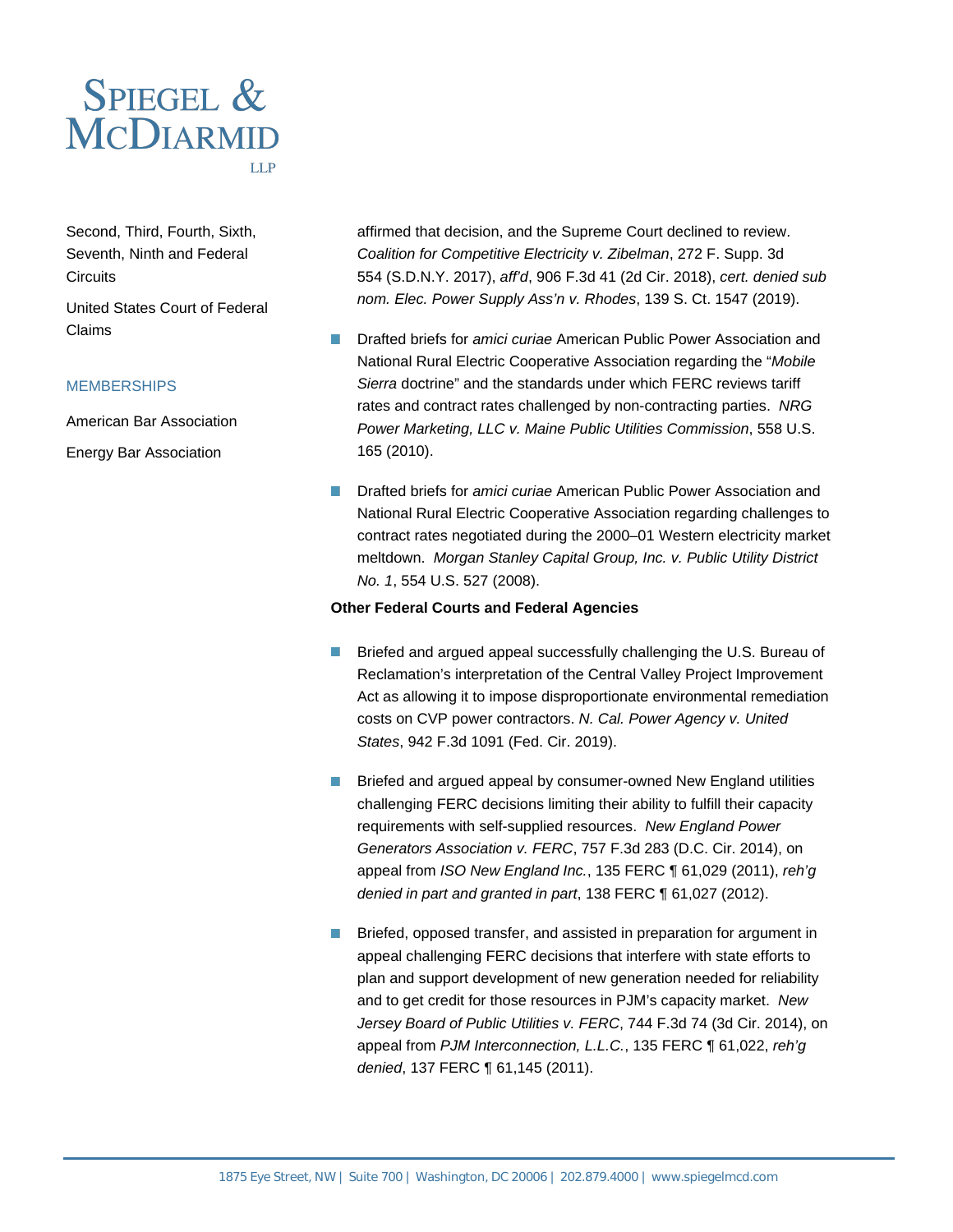Second, Third, Fourth, Sixth, Seventh, Ninth and Federal Circuits

United States Court of Federal Claims

MEMBERSHIPS

American Bar Association

Energy Bar Association

affirmed that decision, and the Supreme Court declined to review. *Coalition for Competitive Electricity v. Zibelman*, 272 F. Supp. 3d 554 (S.D.N.Y. 2017), *aff'd*, 906 F.3d 41 (2d Cir. 2018), *cert. denied sub nom. Elec. Power Supply Ass'n v. Rhodes*, 139 S. Ct. 1547 (2019).

- Drafted briefs for *amici curiae* American Public Power Association and National Rural Electric Cooperative Association regarding the "*Mobile Sierra* doctrine" and the standards under which FERC reviews tariff rates and contract rates challenged by non-contracting parties. *NRG Power Marketing, LLC v. Maine Public Utilities Commission*, 558 U.S. 165 (2010).
- Drafted briefs for *amici curiae* American Public Power Association and National Rural Electric Cooperative Association regarding challenges to contract rates negotiated during the 2000–01 Western electricity market meltdown. *Morgan Stanley Capital Group, Inc. v. Public Utility District No. 1*, 554 U.S. 527 (2008).

**Other Federal Courts and Federal Agencies**

- Briefed and argued appeal successfully challenging the U.S. Bureau of Reclamation's interpretation of the Central Valley Project Improvement Act as allowing it to impose disproportionate environmental remediation costs on CVP power contractors. *N. Cal. Power Agency v. United States*, 942 F.3d 1091 (Fed. Cir. 2019).
- Briefed and argued appeal by consumer-owned New England utilities challenging FERC decisions limiting their ability to fulfill their capacity requirements with self-supplied resources. *New England Power Generators Association v. FERC*, 757 F.3d 283 (D.C. Cir. 2014), on appeal from *ISO New England Inc.*, 135 FERC ¶ 61,029 (2011), *reh'g denied in part and granted in part*, 138 FERC ¶ 61,027 (2012).
- Briefed, opposed transfer, and assisted in preparation for argument in appeal challenging FERC decisions that interfere with state efforts to plan and support development of new generation needed for reliability and to get credit for those resources in PJM's capacity market. *New Jersey Board of Public Utilities v. FERC*, 744 F.3d 74 (3d Cir. 2014), on appeal from *PJM Interconnection, L.L.C.*, 135 FERC ¶ 61,022, *reh'g denied*, 137 FERC ¶ 61,145 (2011).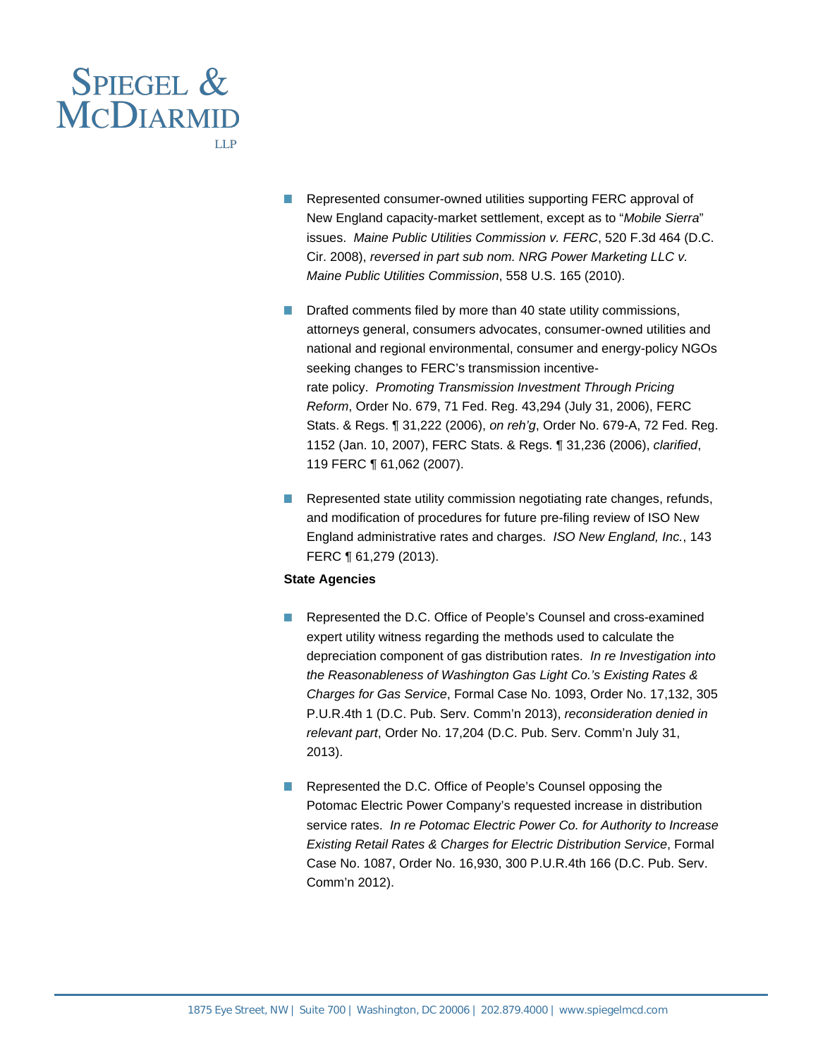- Represented consumer-owned utilities supporting FERC approval of New England capacity-market settlement, except as to "*Mobile Sierra*" issues. *Maine Public Utilities Commission v. FERC*, 520 F.3d 464 (D.C. Cir. 2008), *reversed in part sub nom. NRG Power Marketing LLC v. Maine Public Utilities Commission*, 558 U.S. 165 (2010).

- Drafted comments filed by more than 40 state utility commissions, attorneys general, consumers advocates, consumer-owned utilities and national and regional environmental, consumer and energy-policy NGOs seeking changes to FERC's transmission incentive-rate policy. *Promoting Transmission Investment Through Pricing Reform*, Order No. 679, 71 Fed. Reg. 43,294 (July 31, 2006), FERC Stats. & Regs. ¶ 31,222 (2006), *on reh'g*, Order No. 679-A, 72 Fed. Reg. 1152 (Jan. 10, 2007), FERC Stats. & Regs. ¶ 31,236 (2006), *clarified*, 119 FERC ¶ 61,062 (2007).

- Represented state utility commission negotiating rate changes, refunds, and modification of procedures for future pre-filing review of ISO New England administrative rates and charges. *ISO New England, Inc.*, 143 FERC ¶ 61,279 (2013).

**State Agencies**

- Represented the D.C. Office of People's Counsel and cross-examined expert utility witness regarding the methods used to calculate the depreciation component of gas distribution rates. *In re Investigation into the Reasonableness of Washington Gas Light Co.'s Existing Rates & Charges for Gas Service*, Formal Case No. 1093, Order No. 17,132, 305 P.U.R.4th 1 (D.C. Pub. Serv. Comm'n 2013), *reconsideration denied in relevant part*, Order No. 17,204 (D.C. Pub. Serv. Comm'n July 31, 2013).

- Represented the D.C. Office of People's Counsel opposing the Potomac Electric Power Company's requested increase in distribution service rates. *In re Potomac Electric Power Co. for Authority to Increase Existing Retail Rates & Charges for Electric Distribution Service*, Formal Case No. 1087, Order No. 16,930, 300 P.U.R.4th 166 (D.C. Pub. Serv. Comm'n 2012).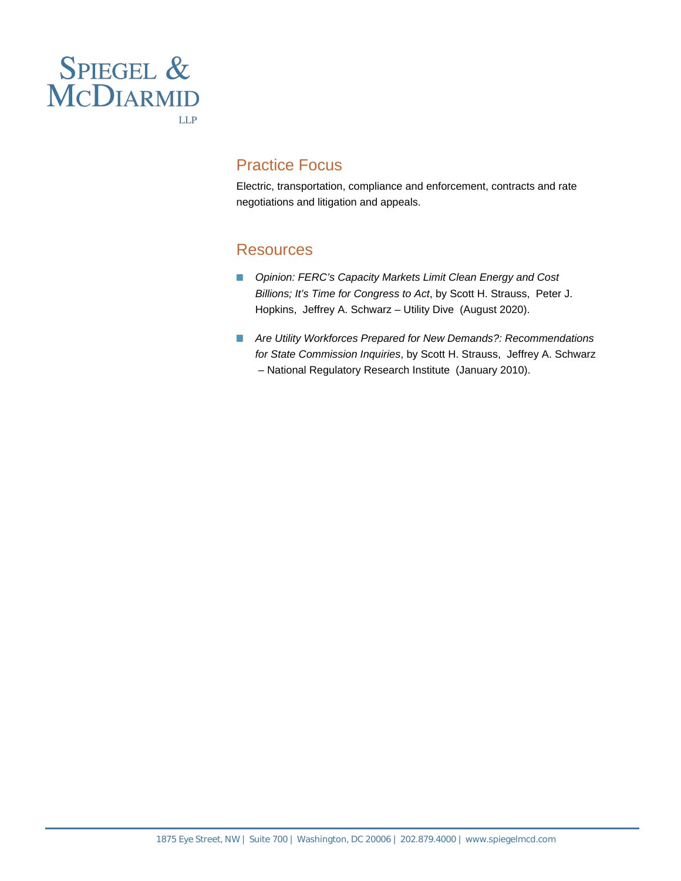## Practice Focus

Electric, transportation, compliance and enforcement, contracts and rate negotiations and litigation and appeals.

## Resources

- *Opinion: FERC's Capacity Markets Limit Clean Energy and Cost Billions; It's Time for Congress to Act*, by Scott H. Strauss, Peter J. Hopkins, Jeffrey A. Schwarz – Utility Dive (August 2020).
- *Are Utility Workforces Prepared for New Demands?: Recommendations for State Commission Inquiries*, by Scott H. Strauss, Jeffrey A. Schwarz – National Regulatory Research Institute (January 2010).